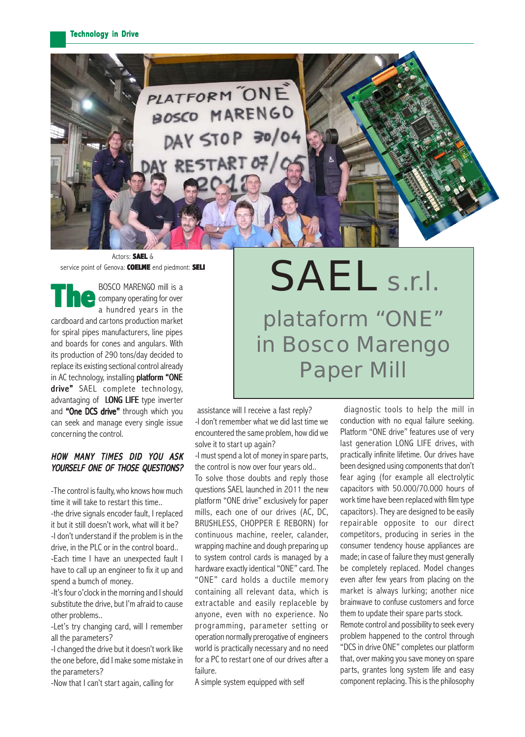Actors: **SAEL** & service point of Genova: **COELME** end piedmont: **SELI**

# SAEL s.r.l.

## plataform "ONE" in Bosco Marengo Paper Mill

**The** BOSCO MARENGO mill is a company operating for over a hundred years in the cardboard and cartons production market for spiral pipes manufacturers, line pipes and boards for cones and angulars. With its production of 290 tons/day decided to replace its existing sectional control already in AC technology, installing **platform "ONE drive"** SAEL complete technology, advantaging of **LONG LIFE** type inverter and **"One DCS drive"** through which you can seek and manage every single issue concerning the control.

### *HOW MANY TIMES DID YOU ASK YOURSELF ONE OF THOSE QUESTIONS?*

-The control is faulty, who knows how much time it will take to restart this time..
-the drive signals encoder fault, I replaced it but it still doesn't work, what will it be?
-I don't understand if the problem is in the drive, in the PLC or in the control board..
-Each time I have an unexpected fault I have to call up an engineer to fix it up and spend a bumch of money..
-It's four o'clock in the morning and I should substitute the drive, but I'm afraid to cause other problems..
-Let's try changing card, will I remember all the parameters?
-I changed the drive but it doesn't work like the one before, did I make some mistake in the parameters?
-Now that I can't start again, calling for assistance will I receive a fast reply?
-I don't remember what we did last time we encountered the same problem, how did we solve it to start up again?
-I must spend a lot of money in spare parts, the control is now over four years old..

To solve those doubts and reply those questions SAEL launched in 2011 the new platform "ONE drive" exclusively for paper mills, each one of our drives (AC, DC, BRUSHLESS, CHOPPER E REBORN) for continuous machine, reeler, calander, wrapping machine and dough preparing up to system control cards is managed by a hardware exactly identical "ONE" card. The "ONE" card holds a ductile memory containing all relevant data, which is extractable and easily replaceble by anyone, even with no experience. No programming, parameter setting or operation normally prerogative of engineers world is practically necessary and no need for a PC to restart one of our drives after a failure.

A simple system equipped with self diagnostic tools to help the mill in conduction with no equal failure seeking. Platform "ONE drive" features use of very last generation LONG LIFE drives, with practically infinite lifetime. Our drives have been designed using components that don't fear aging (for example all electrolytic capacitors with 50.000/70.000 hours of work time have been replaced with film type capacitors). They are designed to be easily repairable opposite to our direct competitors, producing in series in the consumer tendency house appliances are made; in case of failure they must generally be completely replaced. Model changes even after few years from placing on the market is always lurking; another nice brainwave to confuse customers and force them to update their spare parts stock.

Remote control and possibility to seek every problem happened to the control through "DCS in drive ONE" completes our platform that, over making you save money on spare parts, grantes long system life and easy component replacing. This is the philosophy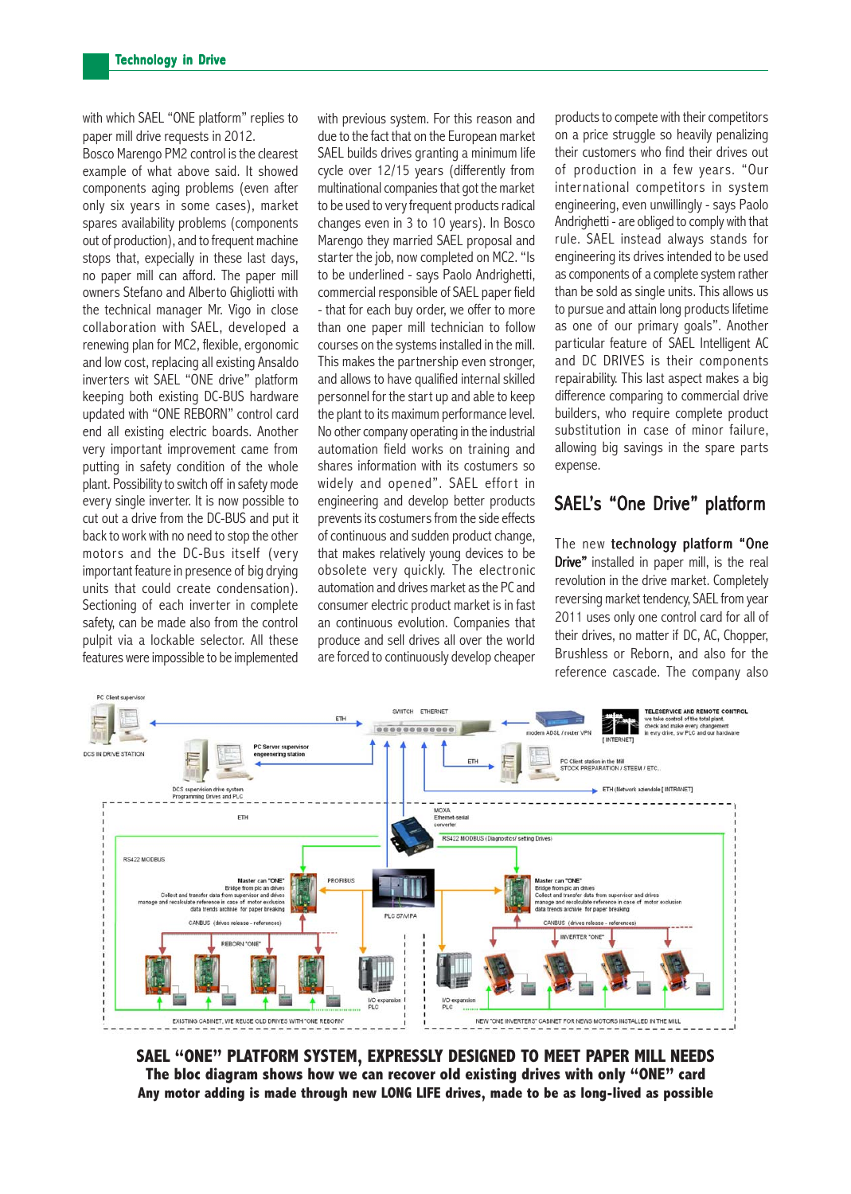with which SAEL "ONE platform" replies to paper mill drive requests in 2012.

Bosco Marengo PM2 control is the clearest example of what above said. It showed components aging problems (even after only six years in some cases), market spares availability problems (components out of production), and to frequent machine stops that, expecially in these last days, no paper mill can afford. The paper mill owners Stefano and Alberto Ghigliotti with the technical manager Mr. Vigo in close collaboration with SAEL, developed a renewing plan for MC2, flexible, ergonomic and low cost, replacing all existing Ansaldo inverters wit SAEL "ONE drive" platform keeping both existing DC-BUS hardware updated with "ONE REBORN" control card end all existing electric boards. Another very important improvement came from putting in safety condition of the whole plant. Possibility to switch off in safety mode every single inverter. It is now possible to cut out a drive from the DC-BUS and put it back to work with no need to stop the other motors and the DC-Bus itself (very important feature in presence of big drying units that could create condensation). Sectioning of each inverter in complete safety, can be made also from the control pulpit via a lockable selector. All these features were impossible to be implemented with previous system. For this reason and due to the fact that on the European market SAEL builds drives granting a minimum life cycle over 12/15 years (differently from multinational companies that got the market to be used to very frequent products radical changes even in 3 to 10 years). In Bosco Marengo they married SAEL proposal and starter the job, now completed on MC2. "Is to be underlined - says Paolo Andrighetti, commercial responsible of SAEL paper field - that for each buy order, we offer to more than one paper mill technician to follow courses on the systems installed in the mill. This makes the partnership even stronger, and allows to have qualified internal skilled personnel for the start up and able to keep the plant to its maximum performance level. No other company operating in the industrial automation field works on training and shares information with its costumers so widely and opened". SAEL effort in engineering and develop better products prevents its costumers from the side effects of continuous and sudden product change, that makes relatively young devices to be obsolete very quickly. The electronic automation and drives market as the PC and consumer electric product market is in fast an continuous evolution. Companies that produce and sell drives all over the world are forced to continuously develop cheaper products to compete with their competitors on a price struggle so heavily penalizing their customers who find their drives out of production in a few years. "Our international competitors in system engineering, even unwillingly - says Paolo Andrighetti - are obliged to comply with that rule. SAEL instead always stands for engineering its drives intended to be used as components of a complete system rather than be sold as single units. This allows us to pursue and attain long products lifetime as one of our primary goals". Another particular feature of SAEL Intelligent AC and DC DRIVES is their components repairability. This last aspect makes a big difference comparing to commercial drive builders, who require complete product substitution in case of minor failure, allowing big savings in the spare parts expense.

## SAEL's "One Drive" platform

The new **technology platform "One Drive"** installed in paper mill, is the real revolution in the drive market. Completely reversing market tendency, SAEL from year 2011 uses only one control card for all of their drives, no matter if DC, AC, Chopper, Brushless or Reborn, and also for the reference cascade. The company also

PC Client supervisor
DCS IN DRIVE STATION
ETH
SWITCH ETHERNET
modem ADSL / router VPN
[INTERNET]
TELESERVICE AND REMOTE CONTROL
we take control of the total plant
check and make every changement
in evry drive, sw PLC and our hardware
PC Server supervisor
engeenering station
ETH
PC Client station in the Mill
STOCK PREPARATION / STEEM / ETC...
DCS supervision drive system
Programming Drives and PLC
ETH (Network aziendale [INTRANET]
ETH
MOXA
Ethernet-serial
converter
RS422 MODBUS (Diagnostic/ setting Drives)
RS422 MODBUS
Master can "ONE"
Bridge from plc an drives
Collect and transfer data from supervisor and drives
manage and recalculate reference in case of motor exclusion
data trends archive for paper breaking
PROFIBUS
PLC S7/VIPA
Master can "ONE"
Bridge from plc an drives
Collect and transfer data from supervisor and drives
manage and recalculate reference in case of motor exclusion
data trends archive for paper breaking
CANBUS (drives release - references)
CANBUS (drives release - references)
REBORN "ONE"
INVERTER "ONE"
I/O expansion
PLC
I/O expansion
PLC
EXISTING CABINET, WE REUSE OLD DRIVES WITH "ONE REBORN"
NEW "ONE INVERTERS" CABINET FOR NEWS MOTORS INSTALLED IN THE MILL

**SAEL "ONE" PLATFORM SYSTEM, EXPRESSLY DESIGNED TO MEET PAPER MILL NEEDS**
**The bloc diagram shows how we can recover old existing drives with only "ONE" card**
**Any motor adding is made through new LONG LIFE drives, made to be as long-lived as possible**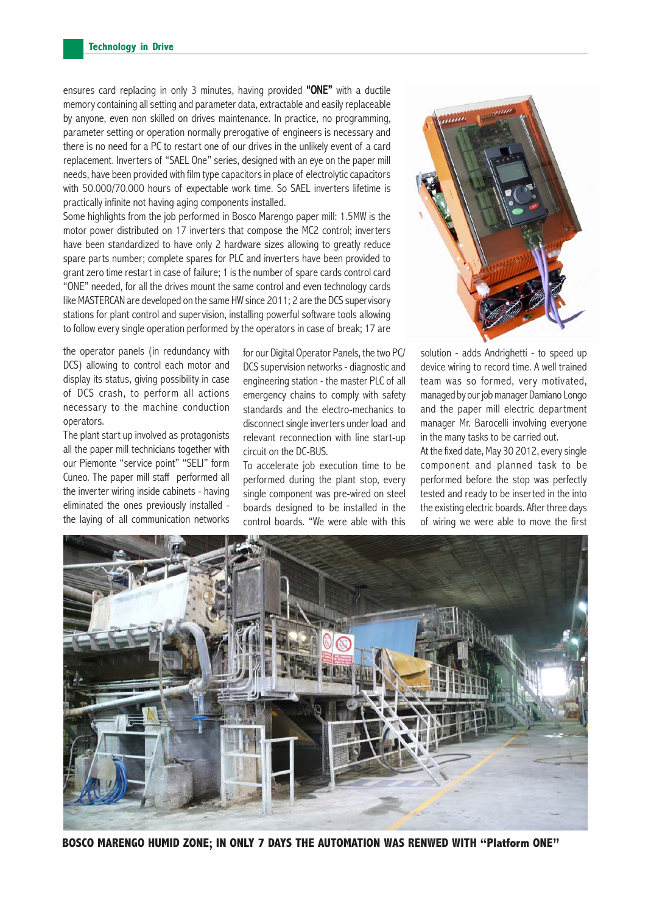ensures card replacing in only 3 minutes, having provided **"ONE"** with a ductile memory containing all setting and parameter data, extractable and easily replaceable by anyone, even non skilled on drives maintenance. In practice, no programming, parameter setting or operation normally prerogative of engineers is necessary and there is no need for a PC to restart one of our drives in the unlikely event of a card replacement. Inverters of "SAEL One" series, designed with an eye on the paper mill needs, have been provided with film type capacitors in place of electrolytic capacitors with 50.000/70.000 hours of expectable work time. So SAEL inverters lifetime is practically infinite not having aging components installed.

Some highlights from the job performed in Bosco Marengo paper mill: 1.5MW is the motor power distributed on 17 inverters that compose the MC2 control; inverters have been standardized to have only 2 hardware sizes allowing to greatly reduce spare parts number; complete spares for PLC and inverters have been provided to grant zero time restart in case of failure; 1 is the number of spare cards control card "ONE" needed, for all the drives mount the same control and even technology cards like MASTERCAN are developed on the same HW since 2011; 2 are the DCS supervisory stations for plant control and supervision, installing powerful software tools allowing to follow every single operation performed by the operators in case of break; 17 are the operator panels (in redundancy with DCS) allowing to control each motor and display its status, giving possibility in case of DCS crash, to perform all actions necessary to the machine conduction operators.

The plant start up involved as protagonists all the paper mill technicians together with our Piemonte "service point" "SELI" form Cuneo. The paper mill staff performed all the inverter wiring inside cabinets - having eliminated the ones previously installed - the laying of all communication networks for our Digital Operator Panels, the two PC/DCS supervision networks - diagnostic and engineering station - the master PLC of all emergency chains to comply with safety standards and the electro-mechanics to disconnect single inverters under load and relevant reconnection with line start-up circuit on the DC-BUS.

To accelerate job execution time to be performed during the plant stop, every single component was pre-wired on steel boards designed to be installed in the control boards. "We were able with this solution - adds Andrighetti - to speed up device wiring to record time. A well trained team was so formed, very motivated, managed by our job manager Damiano Longo and the paper mill electric department manager Mr. Barocelli involving everyone in the many tasks to be carried out.

At the fixed date, May 30 2012, every single component and planned task to be performed before the stop was perfectly tested and ready to be inserted in the into the existing electric boards. After three days of wiring we were able to move the first

**BOSCO MARENGO HUMID ZONE; IN ONLY 7 DAYS THE AUTOMATION WAS RENWED WITH "Platform ONE"**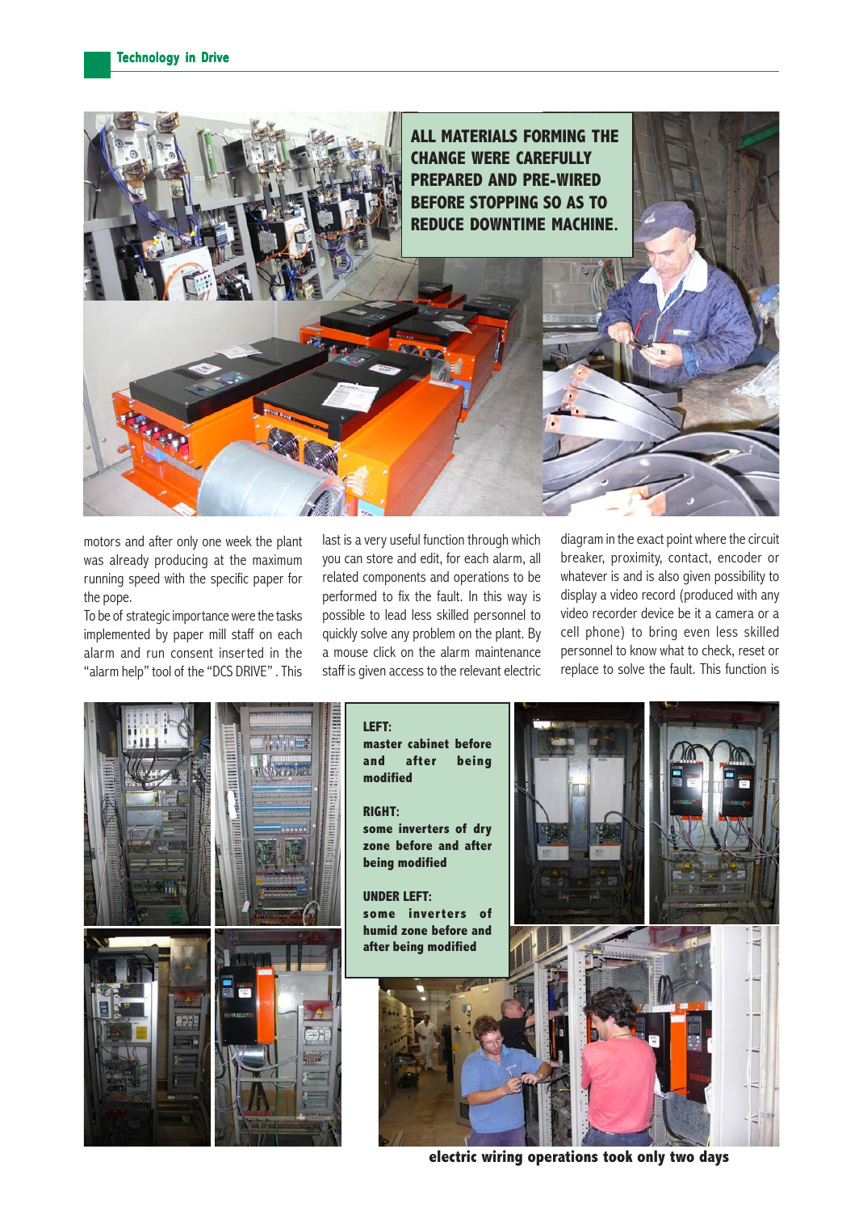ALL MATERIALS FORMING THE CHANGE WERE CAREFULLY PREPARED AND PRE-WIRED BEFORE STOPPING SO AS TO REDUCE DOWNTIME MACHINE.

motors and after only one week the plant was already producing at the maximum running speed with the specific paper for the pope.

To be of strategic importance were the tasks implemented by paper mill staff on each alarm and run consent inserted in the "alarm help" tool of the "DCS DRIVE". This last is a very useful function through which you can store and edit, for each alarm, all related components and operations to be performed to fix the fault. In this way is possible to lead less skilled personnel to quickly solve any problem on the plant. By a mouse click on the alarm maintenance staff is given access to the relevant electric diagram in the exact point where the circuit breaker, proximity, contact, encoder or whatever is and is also given possibility to display a video record (produced with any video recorder device be it a camera or a cell phone) to bring even less skilled personnel to know what to check, reset or replace to solve the fault. This function is

**LEFT:**
**master cabinet before and after being modified**

**RIGHT:**
**some inverters of dry zone before and after being modified**

**UNDER LEFT:**
**some inverters of humid zone before and after being modified**

**electric wiring operations took only two days**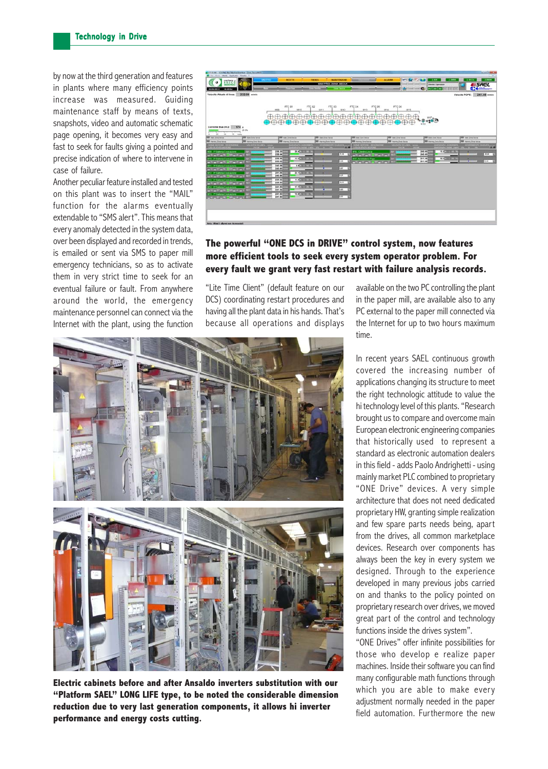by now at the third generation and features in plants where many efficiency points increase was measured. Guiding maintenance staff by means of texts, snapshots, video and automatic schematic page opening, it becomes very easy and fast to seek for faults giving a pointed and precise indication of where to intervene in case of failure.

Another peculiar feature installed and tested on this plant was to insert the "MAIL" function for the alarms eventually extendable to "SMS alert". This means that every anomaly detected in the system data, over been displayed and recorded in trends, is emailed or sent via SMS to paper mill emergency technicians, so as to activate them in very strict time to seek for an eventual failure or fault. From anywhere around the world, the emergency maintenance personnel can connect via the Internet with the plant, using the function "Lite Time Client" (default feature on our DCS) coordinating restart procedures and having all the plant data in his hands. That's because all operations and displays available on the two PC controlling the plant in the paper mill, are available also to any PC external to the paper mill connected via the Internet for up to two hours maximum time.

**The powerful "ONE DCS in DRIVE" control system, now features more efficient tools to seek every system operator problem. For every fault we grant very fast restart with failure analysis records.**

**Electric cabinets before and after Ansaldo inverters substitution with our "Platform SAEL" LONG LIFE type, to be noted the considerable dimension reduction due to very last generation components, it allows hi inverter performance and energy costs cutting.**

In recent years SAEL continuous growth covered the increasing number of applications changing its structure to meet the right technologic attitude to value the hi technology level of this plants. "Research brought us to compare and overcome main European electronic engineering companies that historically used to represent a standard as electronic automation dealers in this field - adds Paolo Andrighetti - using mainly market PLC combined to proprietary "ONE Drive" devices. A very simple architecture that does not need dedicated proprietary HW, granting simple realization and few spare parts needs being, apart from the drives, all common marketplace devices. Research over components has always been the key in every system we designed. Through to the experience developed in many previous jobs carried on and thanks to the policy pointed on proprietary research over drives, we moved great part of the control and technology functions inside the drives system".

"ONE Drives" offer infinite possibilities for those who develop e realize paper machines. Inside their software you can find many configurable math functions through which you are able to make every adjustment normally needed in the paper field automation. Furthermore the new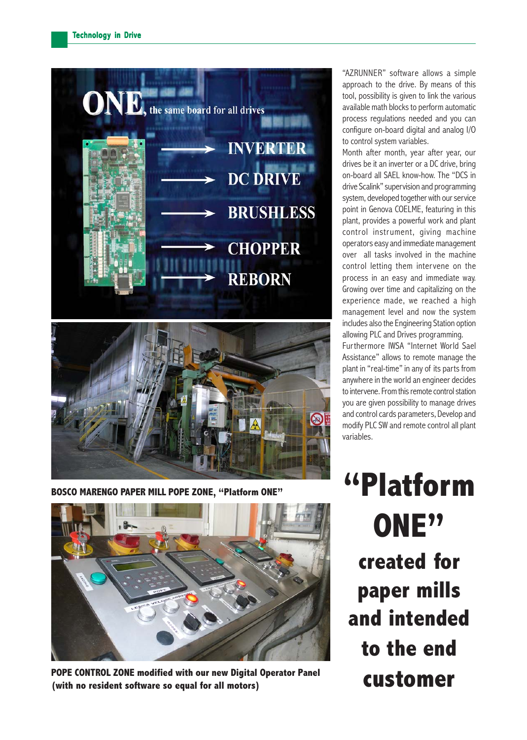BOSCO MARENGO PAPER MILL POPE ZONE, "Platform ONE"

POPE CONTROL ZONE modified with our new Digital Operator Panel (with no resident software so equal for all motors)

"AZRUNNER" software allows a simple approach to the drive. By means of this tool, possibility is given to link the various available math blocks to perform automatic process regulations needed and you can configure on-board digital and analog I/O to control system variables.

Month after month, year after year, our drives be it an inverter or a DC drive, bring on-board all SAEL know-how. The "DCS in drive Scalink" supervision and programming system, developed together with our service point in Genova COELME, featuring in this plant, provides a powerful work and plant control instrument, giving machine operators easy and immediate management over all tasks involved in the machine control letting them intervene on the process in an easy and immediate way. Growing over time and capitalizing on the experience made, we reached a high management level and now the system includes also the Engineering Station option allowing PLC and Drives programming.

Furthermore IWSA "Internet World Sael Assistance" allows to remote manage the plant in "real-time" in any of its parts from anywhere in the world an engineer decides to intervene. From this remote control station you are given possibility to manage drives and control cards parameters, Develop and modify PLC SW and remote control all plant variables.

# "Platform ONE"

## created for paper mills and intended to the end customer